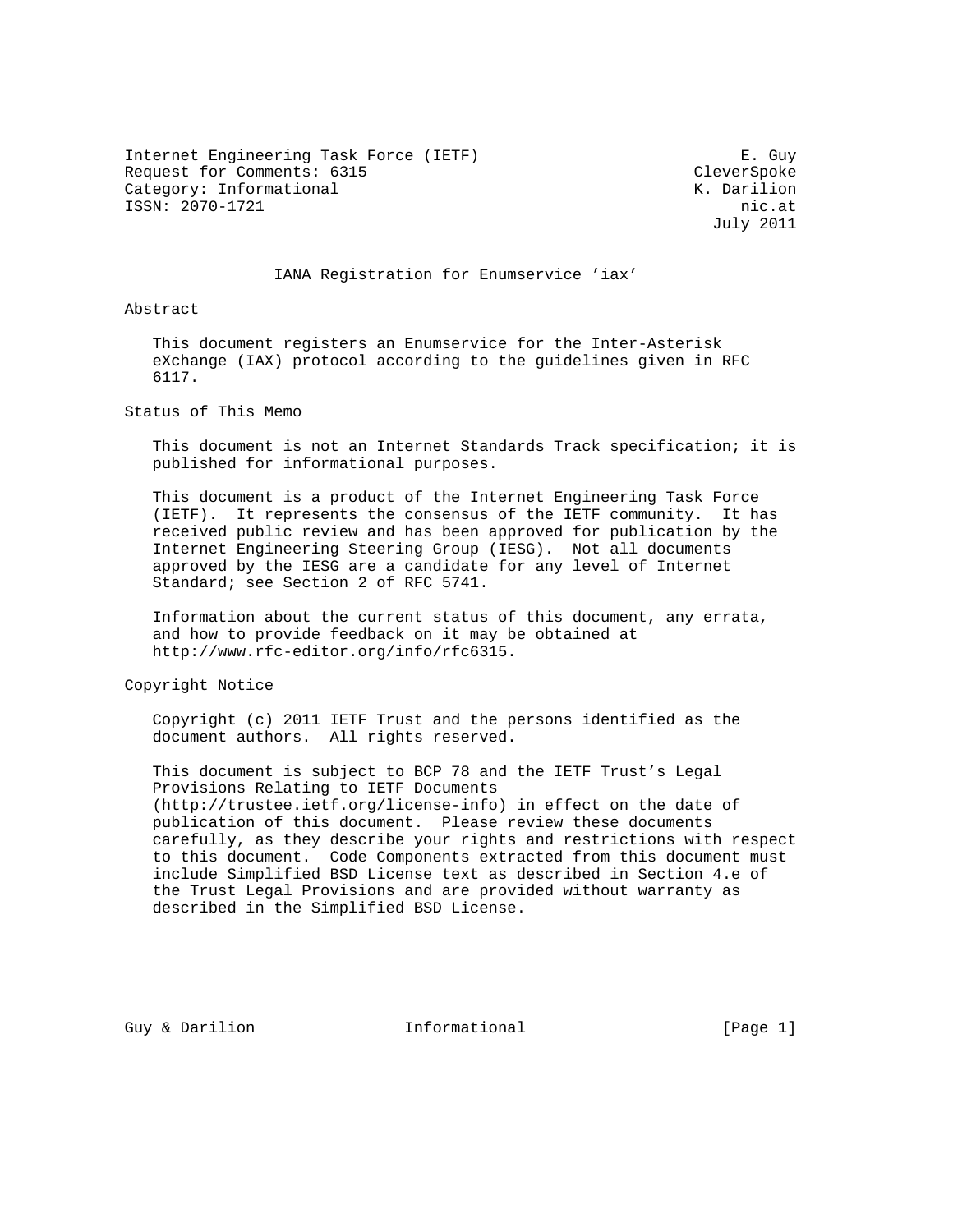Internet Engineering Task Force (IETF) E. Guy
Request for Comments: 6315 CleverSpoke
Category: Informational K. Darilion
ISSN: 2070-1721 nic.at
July 2011

# IANA Registration for Enumservice 'iax'

## Abstract

This document registers an Enumservice for the Inter-Asterisk eXchange (IAX) protocol according to the guidelines given in RFC 6117.

## Status of This Memo

This document is not an Internet Standards Track specification; it is published for informational purposes.

This document is a product of the Internet Engineering Task Force (IETF). It represents the consensus of the IETF community. It has received public review and has been approved for publication by the Internet Engineering Steering Group (IESG). Not all documents approved by the IESG are a candidate for any level of Internet Standard; see Section 2 of RFC 5741.

Information about the current status of this document, any errata, and how to provide feedback on it may be obtained at http://www.rfc-editor.org/info/rfc6315.

## Copyright Notice

Copyright (c) 2011 IETF Trust and the persons identified as the document authors. All rights reserved.

This document is subject to BCP 78 and the IETF Trust's Legal Provisions Relating to IETF Documents (http://trustee.ietf.org/license-info) in effect on the date of publication of this document. Please review these documents carefully, as they describe your rights and restrictions with respect to this document. Code Components extracted from this document must include Simplified BSD License text as described in Section 4.e of the Trust Legal Provisions and are provided without warranty as described in the Simplified BSD License.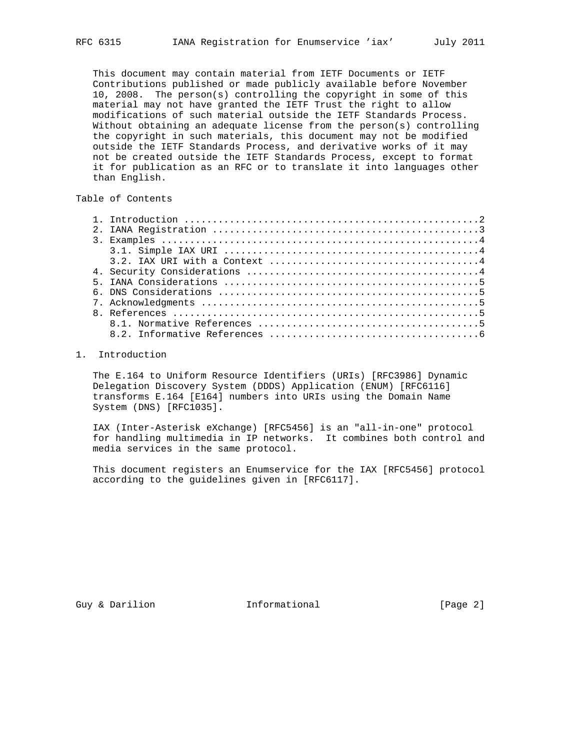This document may contain material from IETF Documents or IETF Contributions published or made publicly available before November 10, 2008. The person(s) controlling the copyright in some of this material may not have granted the IETF Trust the right to allow modifications of such material outside the IETF Standards Process. Without obtaining an adequate license from the person(s) controlling the copyright in such materials, this document may not be modified outside the IETF Standards Process, and derivative works of it may not be created outside the IETF Standards Process, except to format it for publication as an RFC or to translate it into languages other than English.

Table of Contents

```
   1. Introduction ....................................................2
   2. IANA Registration ...............................................3
   3. Examples ........................................................4
      3.1. Simple IAX URI .............................................4
      3.2. IAX URI with a Context .....................................4
   4. Security Considerations .........................................4
   5. IANA Considerations .............................................5
   6. DNS Considerations ..............................................5
   7. Acknowledgments .................................................5
   8. References ......................................................5
      8.1. Normative References .......................................5
      8.2. Informative References .....................................6
```

## 1. Introduction

The E.164 to Uniform Resource Identifiers (URIs) [RFC3986] Dynamic Delegation Discovery System (DDDS) Application (ENUM) [RFC6116] transforms E.164 [E164] numbers into URIs using the Domain Name System (DNS) [RFC1035].

IAX (Inter-Asterisk eXchange) [RFC5456] is an "all-in-one" protocol for handling multimedia in IP networks. It combines both control and media services in the same protocol.

This document registers an Enumservice for the IAX [RFC5456] protocol according to the guidelines given in [RFC6117].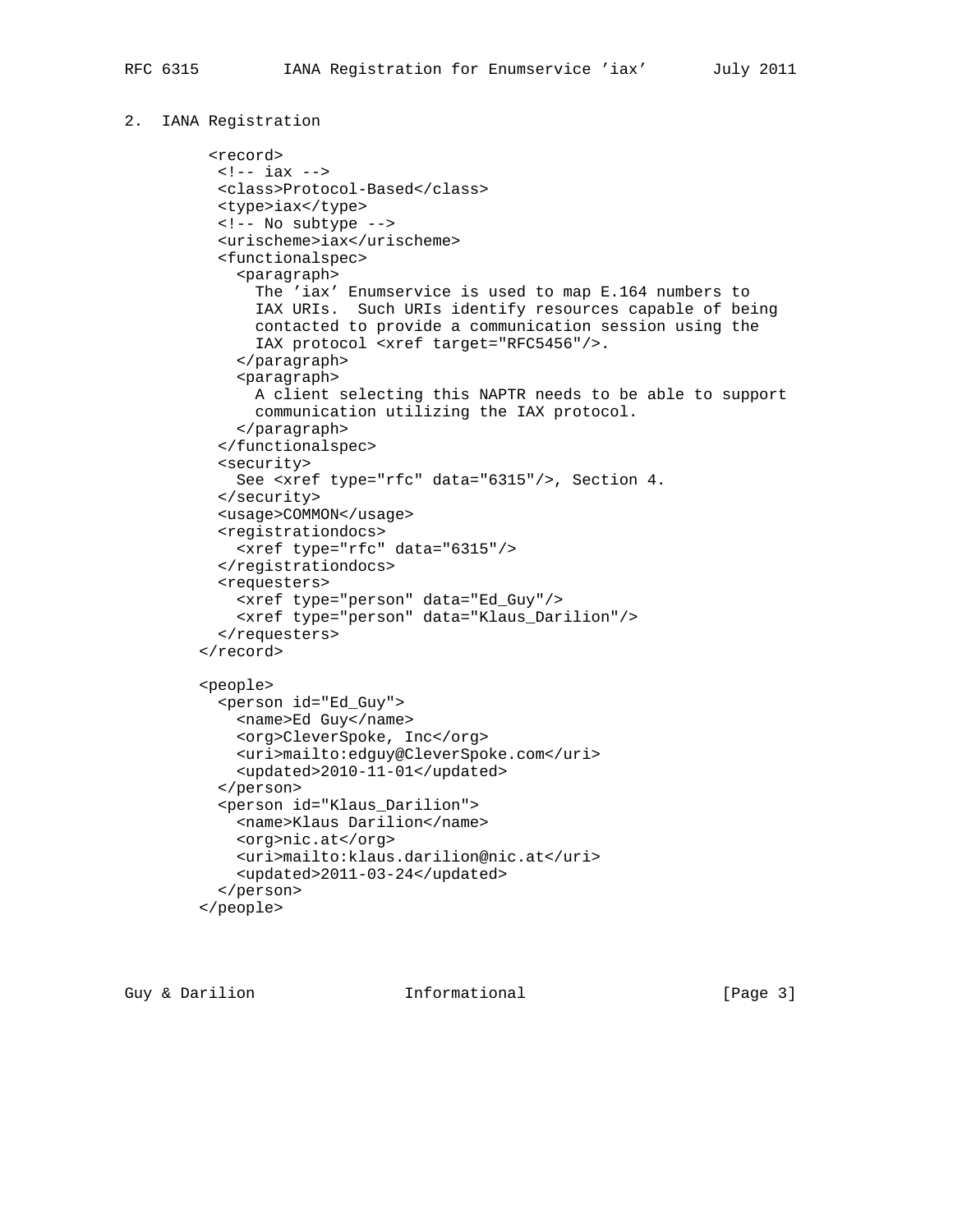## 2. IANA Registration

```
 <record>
  <!-- iax -->
  <class>Protocol-Based</class>
  <type>iax</type>
  <!-- No subtype -->
  <urischeme>iax</urischeme>
  <functionalspec>
    <paragraph>
      The 'iax' Enumservice is used to map E.164 numbers to
      IAX URIs.  Such URIs identify resources capable of being
      contacted to provide a communication session using the
      IAX protocol <xref target="RFC5456"/>.
    </paragraph>
    <paragraph>
      A client selecting this NAPTR needs to be able to support
      communication utilizing the IAX protocol.
    </paragraph>
  </functionalspec>
  <security>
    See <xref type="rfc" data="6315"/>, Section 4.
  </security>
  <usage>COMMON</usage>
  <registrationdocs>
    <xref type="rfc" data="6315"/>
  </registrationdocs>
  <requesters>
    <xref type="person" data="Ed_Guy"/>
    <xref type="person" data="Klaus_Darilion"/>
  </requesters>
</record>

<people>
  <person id="Ed_Guy">
    <name>Ed Guy</name>
    <org>CleverSpoke, Inc</org>
    <uri>mailto:edguy@CleverSpoke.com</uri>
    <updated>2010-11-01</updated>
  </person>
  <person id="Klaus_Darilion">
    <name>Klaus Darilion</name>
    <org>nic.at</org>
    <uri>mailto:klaus.darilion@nic.at</uri>
    <updated>2011-03-24</updated>
  </person>
</people>
```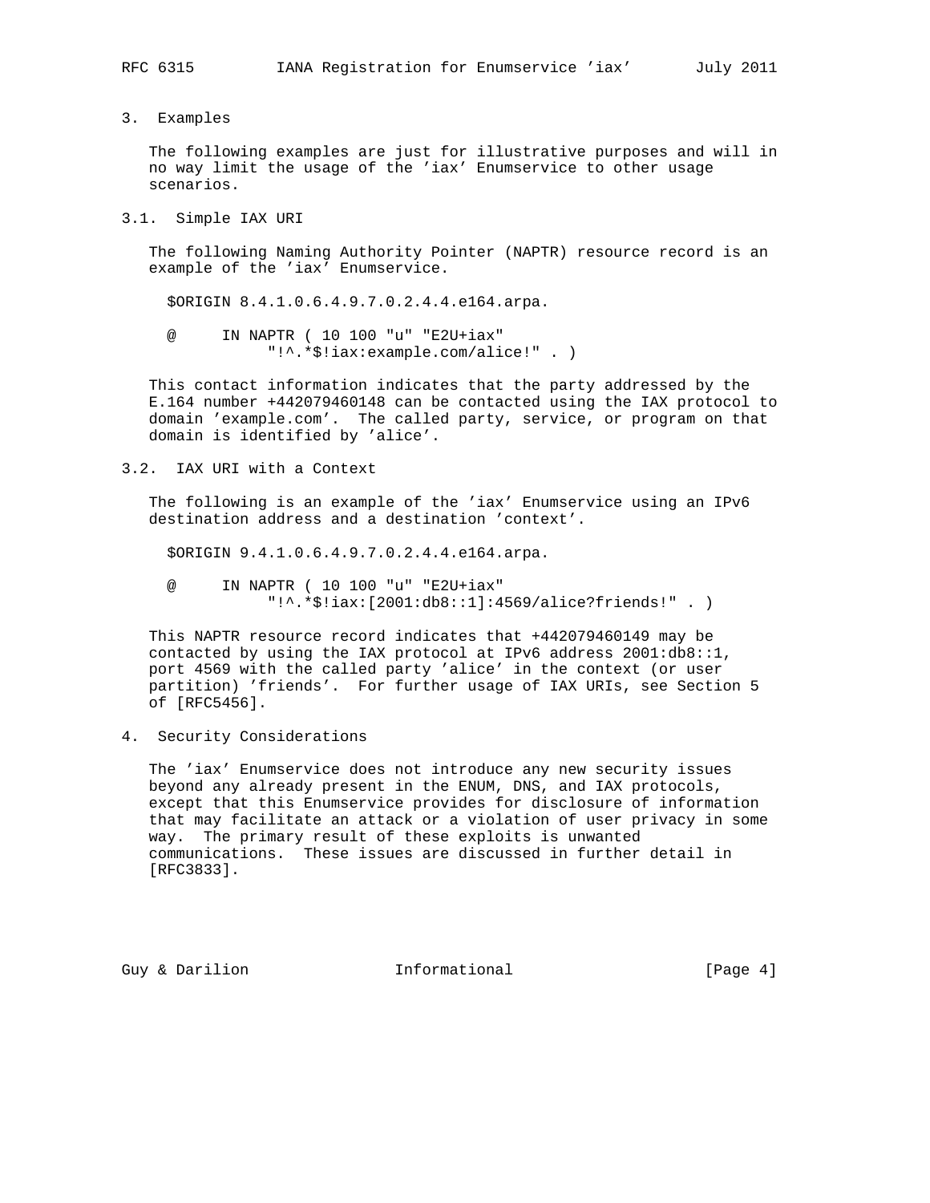## 3. Examples

The following examples are just for illustrative purposes and will in no way limit the usage of the 'iax' Enumservice to other usage scenarios.

### 3.1. Simple IAX URI

The following Naming Authority Pointer (NAPTR) resource record is an example of the 'iax' Enumservice.

```
$ORIGIN 8.4.1.0.6.4.9.7.0.2.4.4.e164.arpa.

@     IN NAPTR ( 10 100 "u" "E2U+iax"
           "!^.*$!iax:example.com/alice!" . )
```

This contact information indicates that the party addressed by the E.164 number +442079460148 can be contacted using the IAX protocol to domain 'example.com'. The called party, service, or program on that domain is identified by 'alice'.

### 3.2. IAX URI with a Context

The following is an example of the 'iax' Enumservice using an IPv6 destination address and a destination 'context'.

```
$ORIGIN 9.4.1.0.6.4.9.7.0.2.4.4.e164.arpa.

@     IN NAPTR ( 10 100 "u" "E2U+iax"
           "!^.*$!iax:[2001:db8::1]:4569/alice?friends!" . )
```

This NAPTR resource record indicates that +442079460149 may be contacted by using the IAX protocol at IPv6 address 2001:db8::1, port 4569 with the called party 'alice' in the context (or user partition) 'friends'. For further usage of IAX URIs, see Section 5 of [RFC5456].

## 4. Security Considerations

The 'iax' Enumservice does not introduce any new security issues beyond any already present in the ENUM, DNS, and IAX protocols, except that this Enumservice provides for disclosure of information that may facilitate an attack or a violation of user privacy in some way. The primary result of these exploits is unwanted communications. These issues are discussed in further detail in [RFC3833].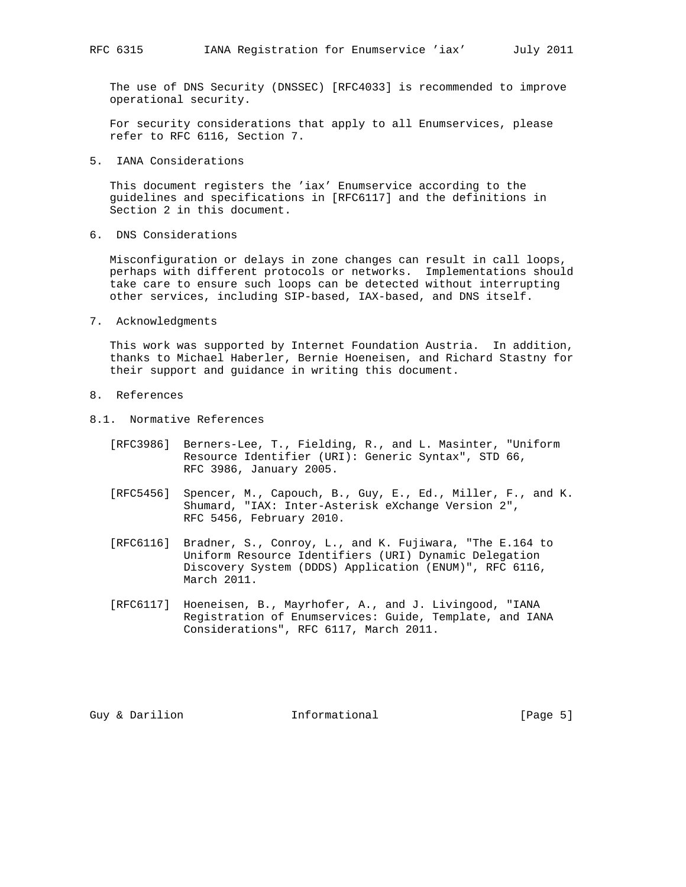The use of DNS Security (DNSSEC) [RFC4033] is recommended to improve operational security.

For security considerations that apply to all Enumservices, please refer to RFC 6116, Section 7.

## 5. IANA Considerations

This document registers the 'iax' Enumservice according to the guidelines and specifications in [RFC6117] and the definitions in Section 2 in this document.

## 6. DNS Considerations

Misconfiguration or delays in zone changes can result in call loops, perhaps with different protocols or networks. Implementations should take care to ensure such loops can be detected without interrupting other services, including SIP-based, IAX-based, and DNS itself.

## 7. Acknowledgments

This work was supported by Internet Foundation Austria. In addition, thanks to Michael Haberler, Bernie Hoeneisen, and Richard Stastny for their support and guidance in writing this document.

## 8. References

### 8.1. Normative References

[RFC3986] Berners-Lee, T., Fielding, R., and L. Masinter, "Uniform Resource Identifier (URI): Generic Syntax", STD 66, RFC 3986, January 2005.

[RFC5456] Spencer, M., Capouch, B., Guy, E., Ed., Miller, F., and K. Shumard, "IAX: Inter-Asterisk eXchange Version 2", RFC 5456, February 2010.

[RFC6116] Bradner, S., Conroy, L., and K. Fujiwara, "The E.164 to Uniform Resource Identifiers (URI) Dynamic Delegation Discovery System (DDDS) Application (ENUM)", RFC 6116, March 2011.

[RFC6117] Hoeneisen, B., Mayrhofer, A., and J. Livingood, "IANA Registration of Enumservices: Guide, Template, and IANA Considerations", RFC 6117, March 2011.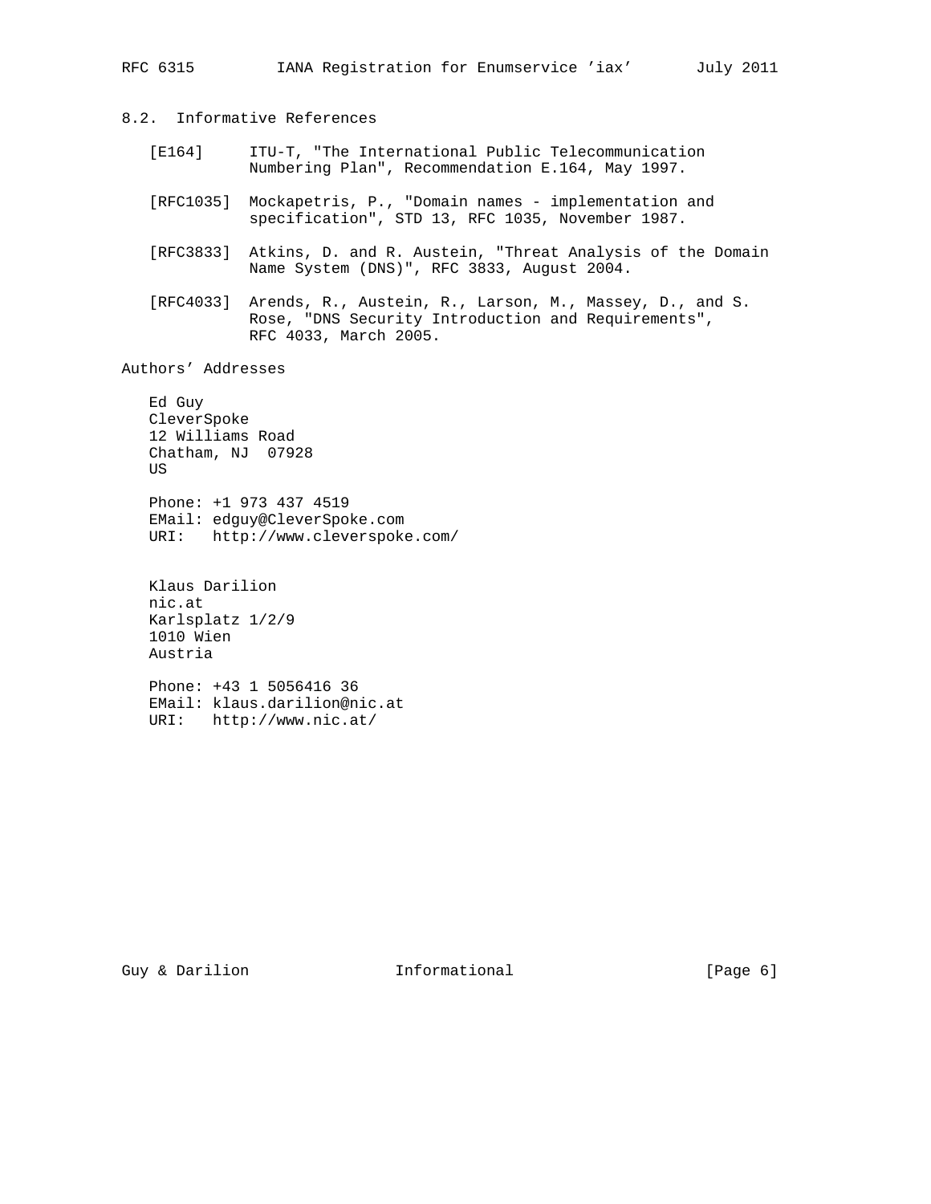### 8.2. Informative References

[E164] ITU-T, "The International Public Telecommunication Numbering Plan", Recommendation E.164, May 1997.

[RFC1035] Mockapetris, P., "Domain names - implementation and specification", STD 13, RFC 1035, November 1987.

[RFC3833] Atkins, D. and R. Austein, "Threat Analysis of the Domain Name System (DNS)", RFC 3833, August 2004.

[RFC4033] Arends, R., Austein, R., Larson, M., Massey, D., and S. Rose, "DNS Security Introduction and Requirements", RFC 4033, March 2005.

## Authors' Addresses

Ed Guy
CleverSpoke
12 Williams Road
Chatham, NJ 07928
US

Phone: +1 973 437 4519
EMail: edguy@CleverSpoke.com
URI: http://www.cleverspoke.com/

Klaus Darilion
nic.at
Karlsplatz 1/2/9
1010 Wien
Austria

Phone: +43 1 5056416 36
EMail: klaus.darilion@nic.at
URI: http://www.nic.at/